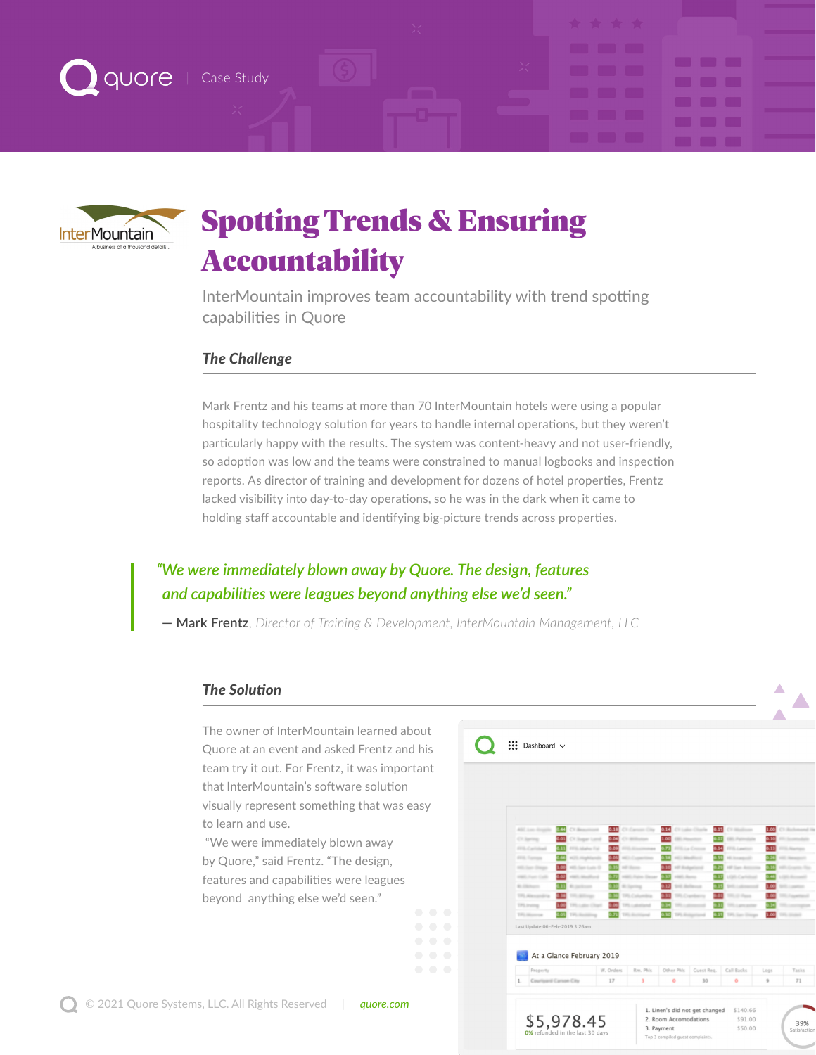Case Study

# Spotting Trends & Ensuring Accountability

InterMountain improves team accountability with trend spotting capabilities in Quore

## *The Challenge*

Mark Frentz and his teams at more than 70 InterMountain hotels were using a popular hospitality technology solution for years to handle internal operations, but they weren't particularly happy with the results. The system was content-heavy and not user-friendly, so adoption was low and the teams were constrained to manual logbooks and inspection reports. As director of training and development for dozens of hotel properties, Frentz lacked visibility into day-to-day operations, so he was in the dark when it came to holding staff accountable and identifying big-picture trends across properties.

> *"We were immediately blown away by Quore. The design, features and capabilities were leagues beyond anything else we'd seen."*
>
> — **Mark Frentz**, *Director of Training & Development, InterMountain Management, LLC*

## *The Solution*

The owner of InterMountain learned about Quore at an event and asked Frentz and his team try it out. For Frentz, it was important that InterMountain's software solution visually represent something that was easy to learn and use.

"We were immediately blown away by Quore," said Frentz. "The design, features and capabilities were leagues beyond anything else we'd seen."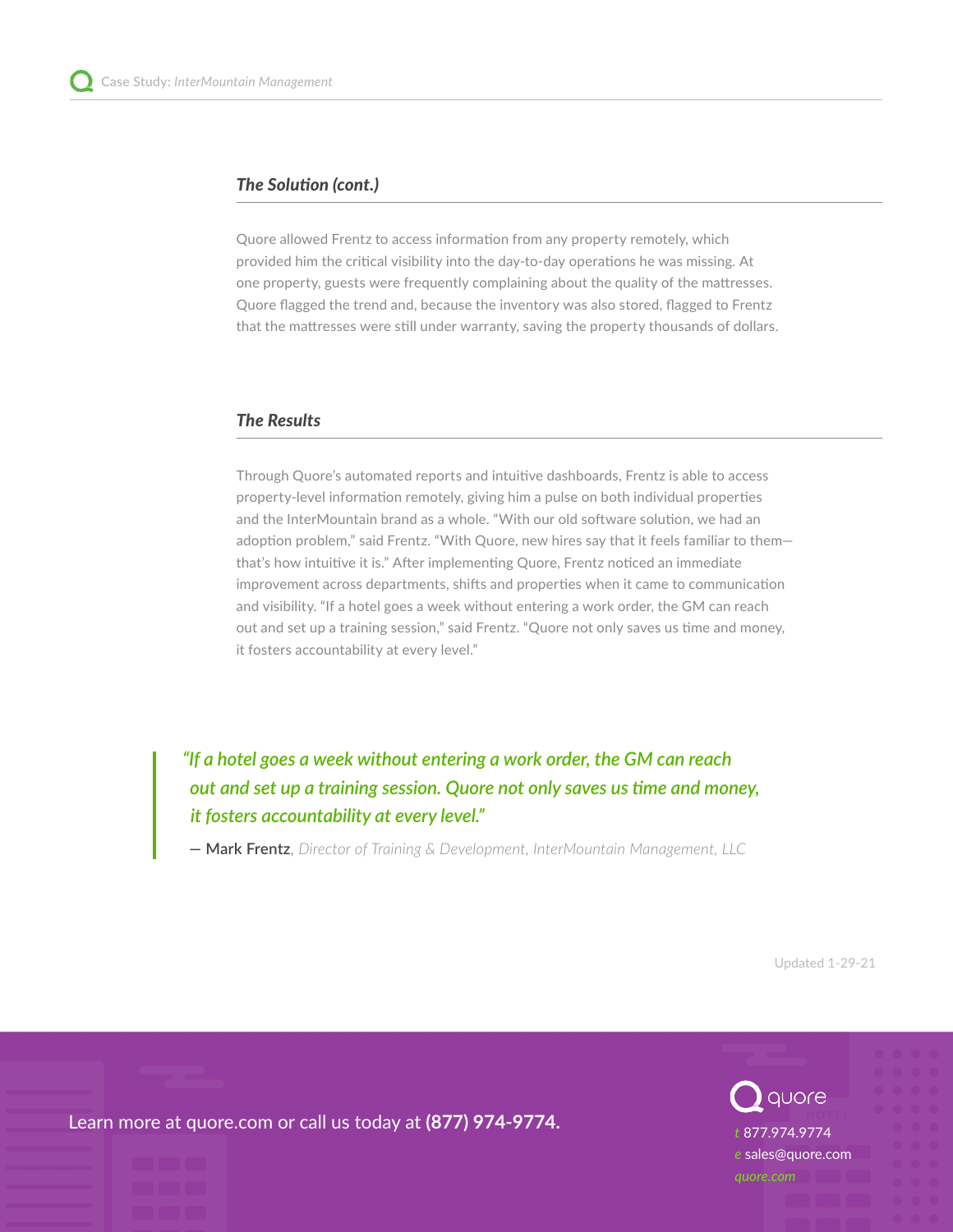### *The Solution (cont.)*

Quore allowed Frentz to access information from any property remotely, which provided him the critical visibility into the day-to-day operations he was missing. At one property, guests were frequently complaining about the quality of the mattresses. Quore flagged the trend and, because the inventory was also stored, flagged to Frentz that the mattresses were still under warranty, saving the property thousands of dollars.

### *The Results*

Through Quore's automated reports and intuitive dashboards, Frentz is able to access property-level information remotely, giving him a pulse on both individual properties and the InterMountain brand as a whole. "With our old software solution, we had an adoption problem," said Frentz. "With Quore, new hires say that it feels familiar to them—that's how intuitive it is." After implementing Quore, Frentz noticed an immediate improvement across departments, shifts and properties when it came to communication and visibility. "If a hotel goes a week without entering a work order, the GM can reach out and set up a training session," said Frentz. "Quore not only saves us time and money, it fosters accountability at every level."

> ***"If a hotel goes a week without entering a work order, the GM can reach out and set up a training session. Quore not only saves us time and money, it fosters accountability at every level."***
>
> — **Mark Frentz**, *Director of Training & Development, InterMountain Management, LLC*

Updated 1-29-21

Learn more at quore.com or call us today at **(877) 974-9774.**

quore

t 877.974.9774

e sales@quore.com

*quore.com*